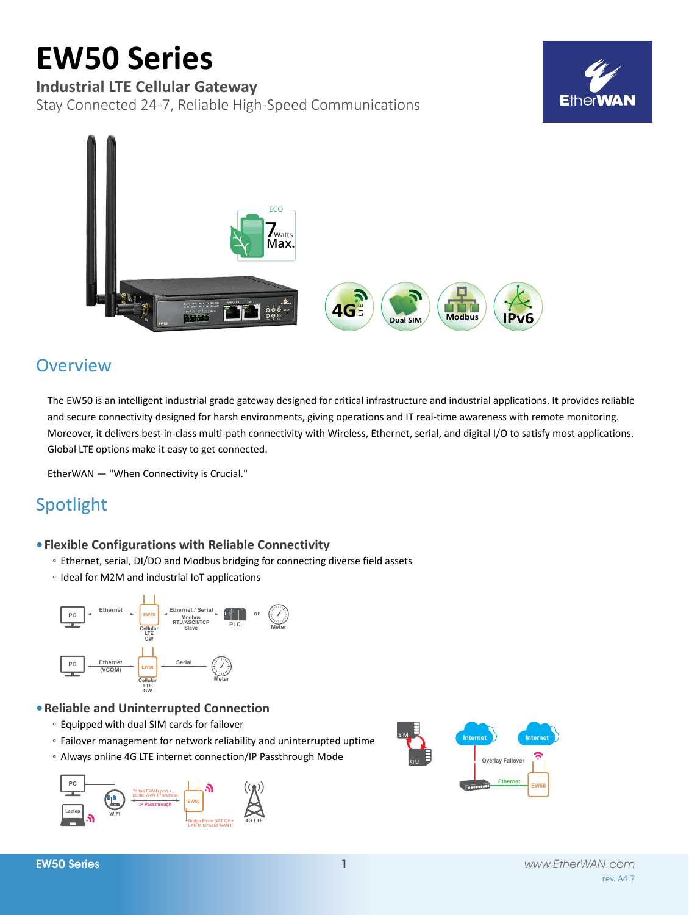# EW50 Series

## Industrial LTE Cellular Gateway

Stay Connected 24-7, Reliable High-Speed Communications

## Overview

The EW50 is an intelligent industrial grade gateway designed for critical infrastructure and industrial applications. It provides reliable and secure connectivity designed for harsh environments, giving operations and IT real-time awareness with remote monitoring. Moreover, it delivers best-in-class multi-path connectivity with Wireless, Ethernet, serial, and digital I/O to satisfy most applications. Global LTE options make it easy to get connected.

EtherWAN — "When Connectivity is Crucial."

## Spotlight

- **Flexible Configurations with Reliable Connectivity**
  - Ethernet, serial, DI/DO and Modbus bridging for connecting diverse field assets
  - Ideal for M2M and industrial IoT applications

- **Reliable and Uninterrupted Connection**
  - Equipped with dual SIM cards for failover
  - Failover management for network reliability and uninterrupted uptime
  - Always online 4G LTE internet connection/IP Passthrough Mode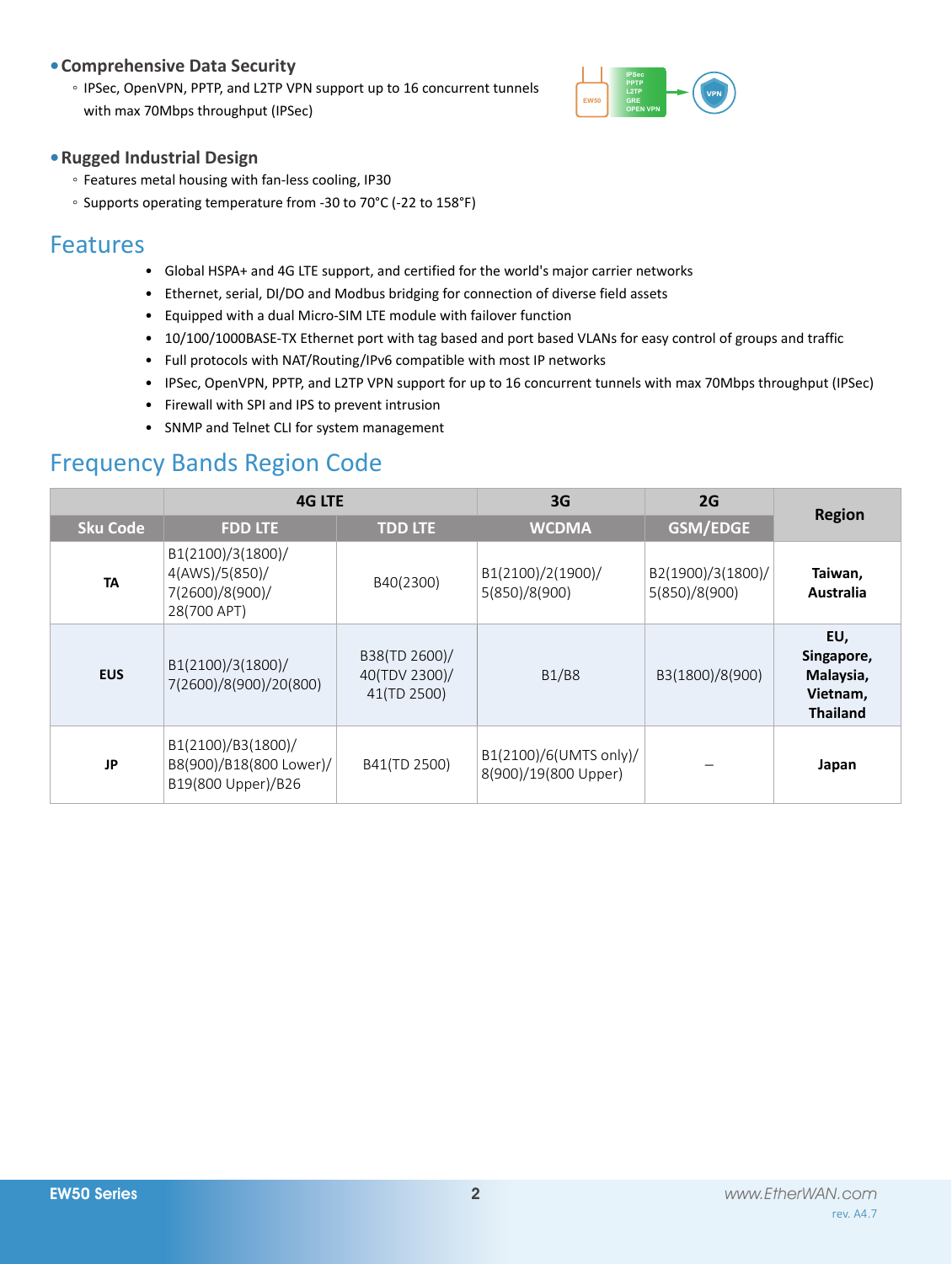- **Comprehensive Data Security**
  - IPSec, OpenVPN, PPTP, and L2TP VPN support up to 16 concurrent tunnels with max 70Mbps throughput (IPSec)

- **Rugged Industrial Design**
  - Features metal housing with fan-less cooling, IP30
  - Supports operating temperature from -30 to 70°C (-22 to 158°F)

## Features

- Global HSPA+ and 4G LTE support, and certified for the world's major carrier networks
- Ethernet, serial, DI/DO and Modbus bridging for connection of diverse field assets
- Equipped with a dual Micro-SIM LTE module with failover function
- 10/100/1000BASE-TX Ethernet port with tag based and port based VLANs for easy control of groups and traffic
- Full protocols with NAT/Routing/IPv6 compatible with most IP networks
- IPSec, OpenVPN, PPTP, and L2TP VPN support for up to 16 concurrent tunnels with max 70Mbps throughput (IPSec)
- Firewall with SPI and IPS to prevent intrusion
- SNMP and Telnet CLI for system management

## Frequency Bands Region Code

| | 4G LTE | | 3G | 2G | Region |
|---|---|---|---|---|---|
| **Sku Code** | **FDD LTE** | **TDD LTE** | **WCDMA** | **GSM/EDGE** | |
| **TA** | B1(2100)/3(1800)/4(AWS)/5(850)/7(2600)/8(900)/28(700 APT) | B40(2300) | B1(2100)/2(1900)/5(850)/8(900) | B2(1900)/3(1800)/5(850)/8(900) | **Taiwan, Australia** |
| **EUS** | B1(2100)/3(1800)/7(2600)/8(900)/20(800) | B38(TD 2600)/40(TDV 2300)/41(TD 2500) | B1/B8 | B3(1800)/8(900) | **EU, Singapore, Malaysia, Vietnam, Thailand** |
| **JP** | B1(2100)/B3(1800)/B8(900)/B18(800 Lower)/B19(800 Upper)/B26 | B41(TD 2500) | B1(2100)/6(UMTS only)/8(900)/19(800 Upper) | – | **Japan** |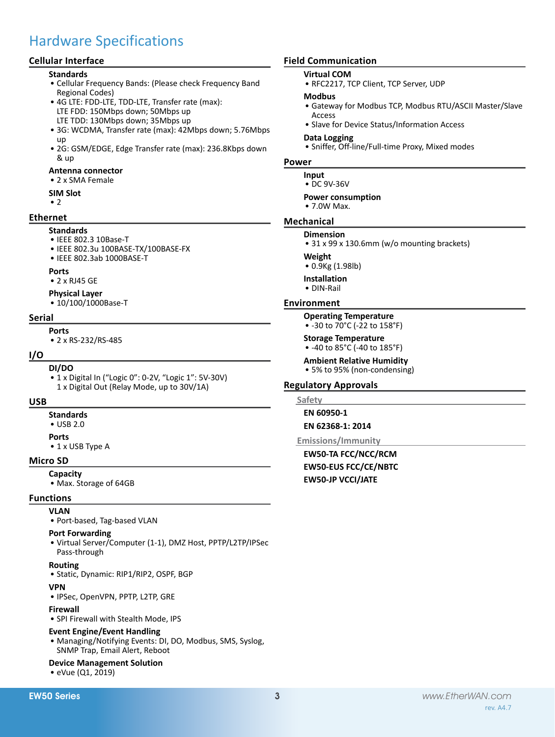# Hardware Specifications

## Cellular Interface

### Standards
- Cellular Frequency Bands: (Please check Frequency Band Regional Codes)
- 4G LTE: FDD-LTE, TDD-LTE, Transfer rate (max):
  LTE FDD: 150Mbps down; 50Mbps up
  LTE TDD: 130Mbps down; 35Mbps up
- 3G: WCDMA, Transfer rate (max): 42Mbps down; 5.76Mbps up
- 2G: GSM/EDGE, Edge Transfer rate (max): 236.8Kbps down & up

### Antenna connector
- 2 x SMA Female

### SIM Slot
- 2

## Ethernet

### Standards
- IEEE 802.3 10Base-T
- IEEE 802.3u 100BASE-TX/100BASE-FX
- IEEE 802.3ab 1000BASE-T

### Ports
- 2 x RJ45 GE

### Physical Layer
- 10/100/1000Base-T

## Serial

### Ports
- 2 x RS-232/RS-485

## I/O

### DI/DO
- 1 x Digital In (“Logic 0”: 0-2V, “Logic 1”: 5V-30V)
  1 x Digital Out (Relay Mode, up to 30V/1A)

## USB

### Standards
- USB 2.0

### Ports
- 1 x USB Type A

## Micro SD

### Capacity
- Max. Storage of 64GB

## Functions

### VLAN
- Port-based, Tag-based VLAN

### Port Forwarding
- Virtual Server/Computer (1-1), DMZ Host, PPTP/L2TP/IPSec Pass-through

### Routing
- Static, Dynamic: RIP1/RIP2, OSPF, BGP

### VPN
- IPSec, OpenVPN, PPTP, L2TP, GRE

### Firewall
- SPI Firewall with Stealth Mode, IPS

### Event Engine/Event Handling
- Managing/Notifying Events: DI, DO, Modbus, SMS, Syslog, SNMP Trap, Email Alert, Reboot

### Device Management Solution
- eVue (Q1, 2019)

## Field Communication

### Virtual COM
- RFC2217, TCP Client, TCP Server, UDP

### Modbus
- Gateway for Modbus TCP, Modbus RTU/ASCII Master/Slave Access
- Slave for Device Status/Information Access

### Data Logging
- Sniffer, Off-line/Full-time Proxy, Mixed modes

## Power

### Input
- DC 9V-36V

### Power consumption
- 7.0W Max.

## Mechanical

### Dimension
- 31 x 99 x 130.6mm (w/o mounting brackets)

### Weight
- 0.9Kg (1.98lb)

### Installation
- DIN-Rail

## Environment

### Operating Temperature
- -30 to 70°C (-22 to 158°F)

### Storage Temperature
- -40 to 85°C (-40 to 185°F)

### Ambient Relative Humidity
- 5% to 95% (non-condensing)

## Regulatory Approvals

### Safety

**EN 60950-1**

**EN 62368-1: 2014**

### Emissions/Immunity

**EW50-TA FCC/NCC/RCM**

**EW50-EUS FCC/CE/NBTC**

**EW50-JP VCCI/JATE**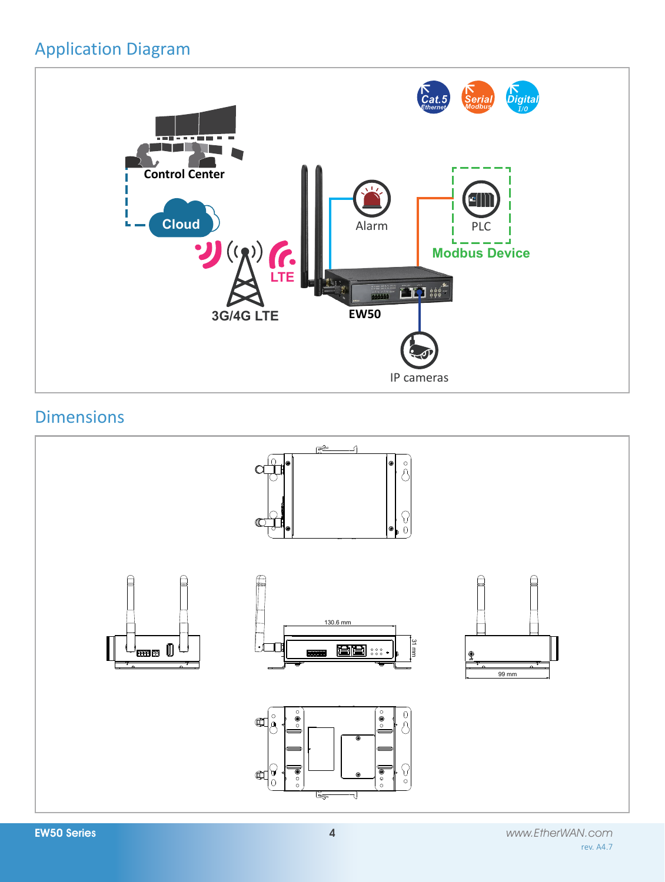## Application Diagram

Cat.5 Ethernet

Serial Modbus

Digital I/O

Control Center

Cloud

LTE

3G/4G LTE

Alarm

PLC

Modbus Device

EW50

IP cameras

## Dimensions

130.6 mm

31 mm

99 mm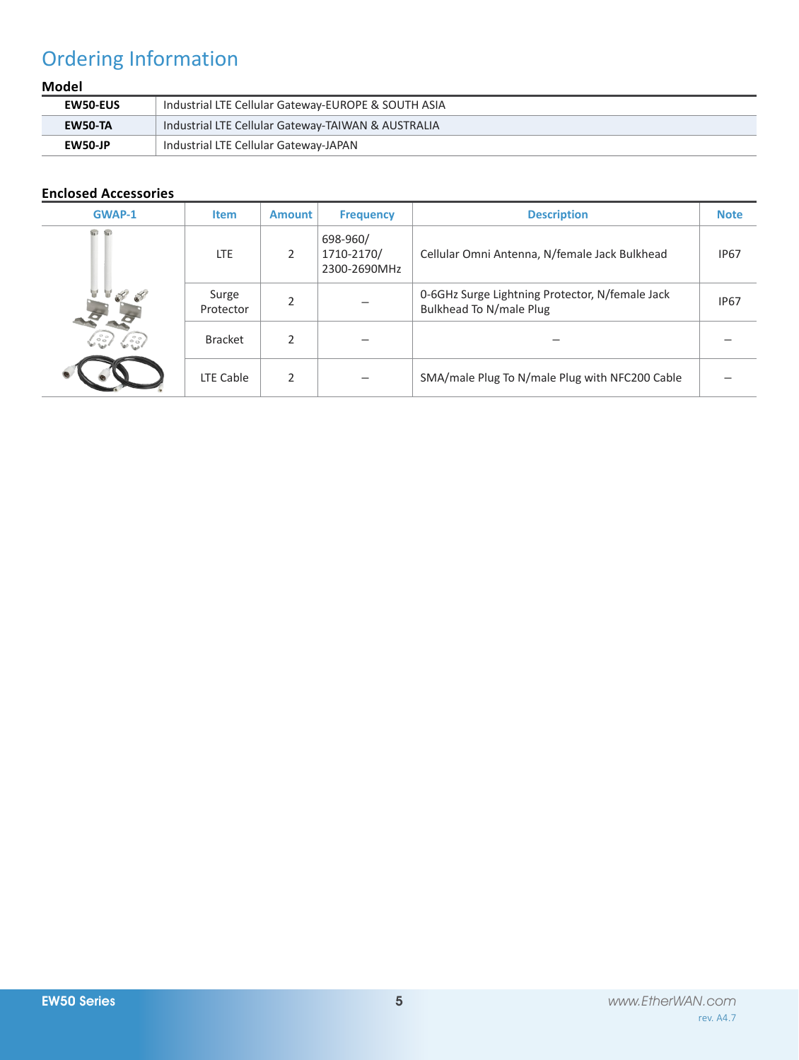# Ordering Information

## Model

| | |
|---|---|
| **EW50-EUS** | Industrial LTE Cellular Gateway-EUROPE & SOUTH ASIA |
| **EW50-TA** | Industrial LTE Cellular Gateway-TAIWAN & AUSTRALIA |
| **EW50-JP** | Industrial LTE Cellular Gateway-JAPAN |

## Enclosed Accessories

| GWAP-1 | Item | Amount | Frequency | Description | Note |
|---|---|---|---|---|---|
| | LTE | 2 | 698-960/ 1710-2170/ 2300-2690MHz | Cellular Omni Antenna, N/female Jack Bulkhead | IP67 |
| | Surge Protector | 2 | – | 0-6GHz Surge Lightning Protector, N/female Jack Bulkhead To N/male Plug | IP67 |
| | Bracket | 2 | – | – | – |
| | LTE Cable | 2 | – | SMA/male Plug To N/male Plug with NFC200 Cable | – |